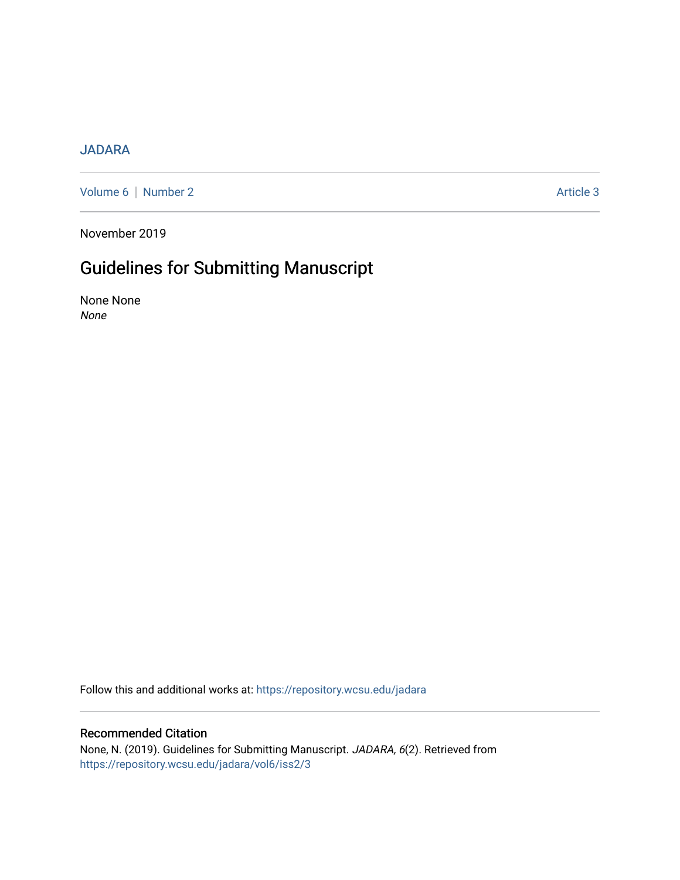JADARA

Volume 6 | Number 2 | Article 3

November 2019

# Guidelines for Submitting Manuscript

None None

*None*

Follow this and additional works at: https://repository.wcsu.edu/jadara

## Recommended Citation

None, N. (2019). Guidelines for Submitting Manuscript. *JADARA, 6*(2). Retrieved from https://repository.wcsu.edu/jadara/vol6/iss2/3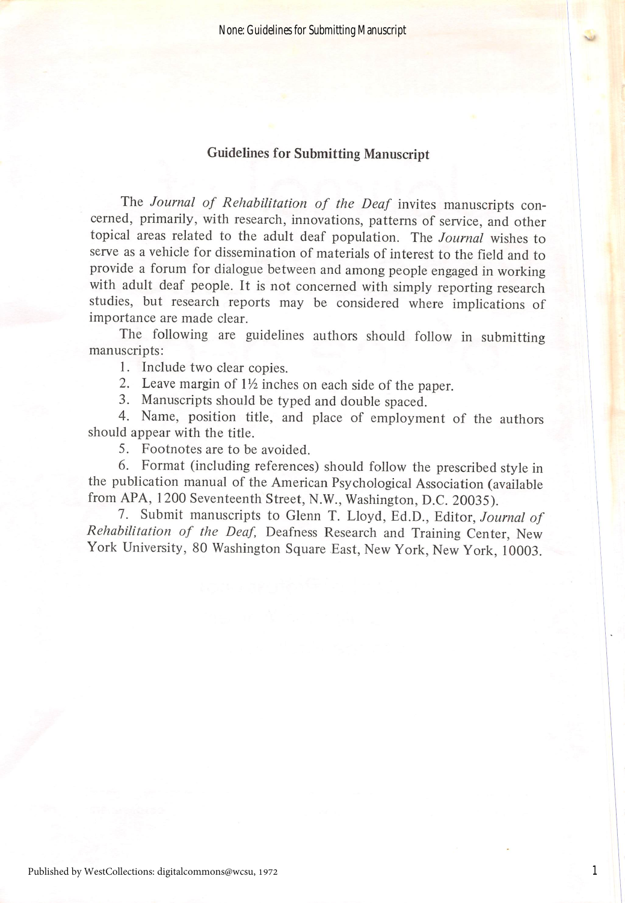## Guidelines for Submitting Manuscript

The *Journal of Rehabilitation of the Deaf* invites manuscripts concerned, primarily, with research, innovations, patterns of service, and other topical areas related to the adult deaf population. The *Journal* wishes to serve as a vehicle for dissemination of materials of interest to the field and to provide a forum for dialogue between and among people engaged in working with adult deaf people. It is not concerned with simply reporting research studies, but research reports may be considered where implications of importance are made clear.

The following are guidelines authors should follow in submitting manuscripts:

1. Include two clear copies.
2. Leave margin of 1½ inches on each side of the paper.
3. Manuscripts should be typed and double spaced.
4. Name, position title, and place of employment of the authors should appear with the title.
5. Footnotes are to be avoided.
6. Format (including references) should follow the prescribed style in the publication manual of the American Psychological Association (available from APA, 1200 Seventeenth Street, N.W., Washington, D.C. 20035).
7. Submit manuscripts to Glenn T. Lloyd, Ed.D., Editor, *Journal of Rehabilitation of the Deaf*, Deafness Research and Training Center, New York University, 80 Washington Square East, New York, New York, 10003.